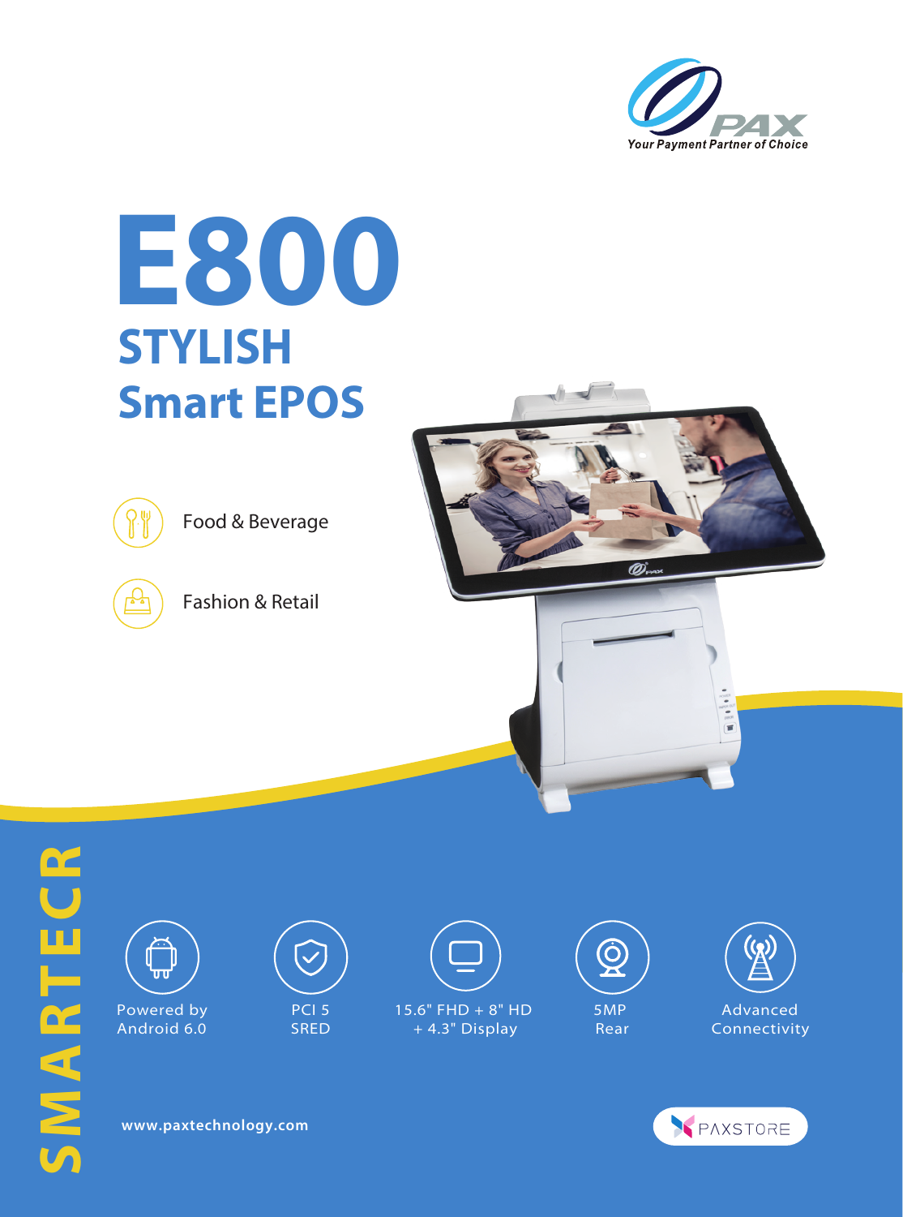PAX

*Your Payment Partner of Choice*

# E800

## STYLISH

## Smart EPOS

- Food & Beverage
- Fashion & Retail

SMARTECR

- Powered by Android 6.0
- PCI 5 SRED
- 15.6" FHD + 8" HD + 4.3" Display
- 5MP Rear
- Advanced Connectivity

**www.paxtechnology.com**

PAXSTORE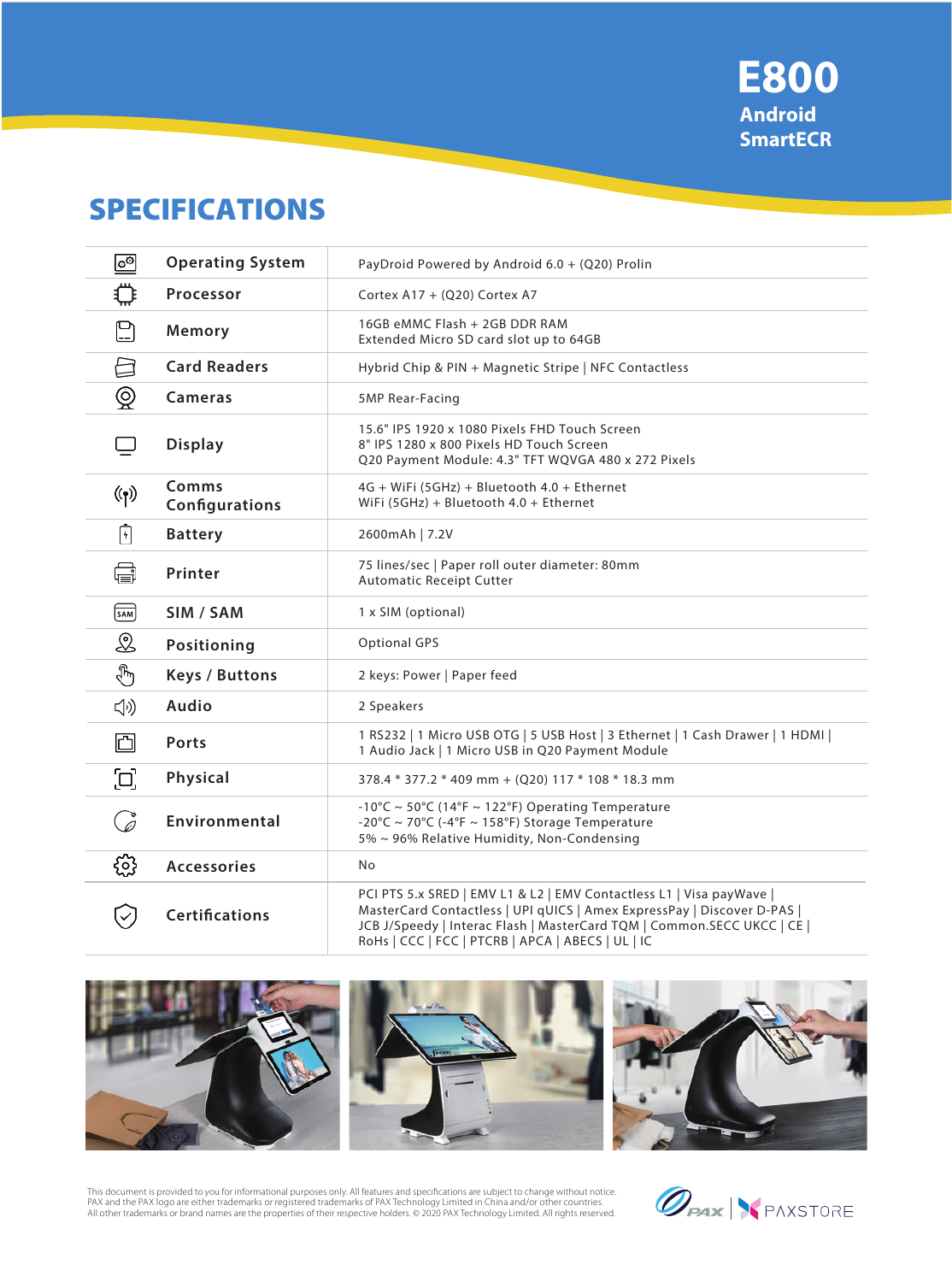# E800

## Android SmartECR

# SPECIFICATIONS

| | |
|---|---|
| Operating System | PayDroid Powered by Android 6.0 + (Q20) Prolin |
| Processor | Cortex A17 + (Q20) Cortex A7 |
| Memory | 16GB eMMC Flash + 2GB DDR RAM<br>Extended Micro SD card slot up to 64GB |
| Card Readers | Hybrid Chip & PIN + Magnetic Stripe \| NFC Contactless |
| Cameras | 5MP Rear-Facing |
| Display | 15.6" IPS 1920 x 1080 Pixels FHD Touch Screen<br>8" IPS 1280 x 800 Pixels HD Touch Screen<br>Q20 Payment Module: 4.3" TFT WQVGA 480 x 272 Pixels |
| Comms Configurations | 4G + WiFi (5GHz) + Bluetooth 4.0 + Ethernet<br>WiFi (5GHz) + Bluetooth 4.0 + Ethernet |
| Battery | 2600mAh \| 7.2V |
| Printer | 75 lines/sec \| Paper roll outer diameter: 80mm<br>Automatic Receipt Cutter |
| SIM / SAM | 1 x SIM (optional) |
| Positioning | Optional GPS |
| Keys / Buttons | 2 keys: Power \| Paper feed |
| Audio | 2 Speakers |
| Ports | 1 RS232 \| 1 Micro USB OTG \| 5 USB Host \| 3 Ethernet \| 1 Cash Drawer \| 1 HDMI \|<br>1 Audio Jack \| 1 Micro USB in Q20 Payment Module |
| Physical | 378.4 * 377.2 * 409 mm + (Q20) 117 * 108 * 18.3 mm |
| Environmental | -10°C ~ 50°C (14°F ~ 122°F) Operating Temperature<br>-20°C ~ 70°C (-4°F ~ 158°F) Storage Temperature<br>5% ~ 96% Relative Humidity, Non-Condensing |
| Accessories | No |
| Certifications | PCI PTS 5.x SRED \| EMV L1 & L2 \| EMV Contactless L1 \| Visa payWave \|<br>MasterCard Contactless \| UPI qUICS \| Amex ExpressPay \| Discover D-PAS \|<br>JCB J/Speedy \| Interac Flash \| MasterCard TQM \| Common.SECC UKCC \| CE \|<br>RoHs \| CCC \| FCC \| PTCRB \| APCA \| ABECS \| UL \| IC |

This document is provided to you for informational purposes only. All features and specifications are subject to change without notice.
PAX and the PAX logo are either trademarks or registered trademarks of PAX Technology Limited in China and/or other countries.
All other trademarks or brand names are the properties of their respective holders. © 2020 PAX Technology Limited. All rights reserved.

PAX | PAXSTORE